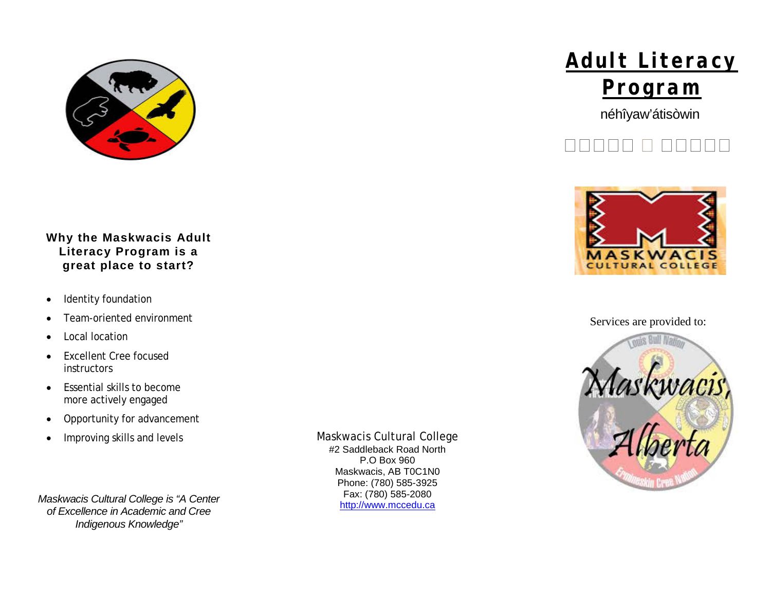## Why the Maskwacis Adult Literacy Program is a great place to start?

- Identity foundation
- Team-oriented environment
- Local location
- Excellent Cree focused instructors
- Essential skills to become more actively engaged
- Opportunity for advancement
- Improving skills and levels

*Maskwacis Cultural College is "A Center of Excellence in Academic and Cree Indigenous Knowledge"*

Maskwacis Cultural College
#2 Saddleback Road North
P.O Box 960
Maskwacis, AB T0C1N0
Phone: (780) 585-3925
Fax: (780) 585-2080
http://www.mccedu.ca

# Adult Literacy Program

néhîyaw'átisòwin

□□□□□ □ □□□□□

Services are provided to: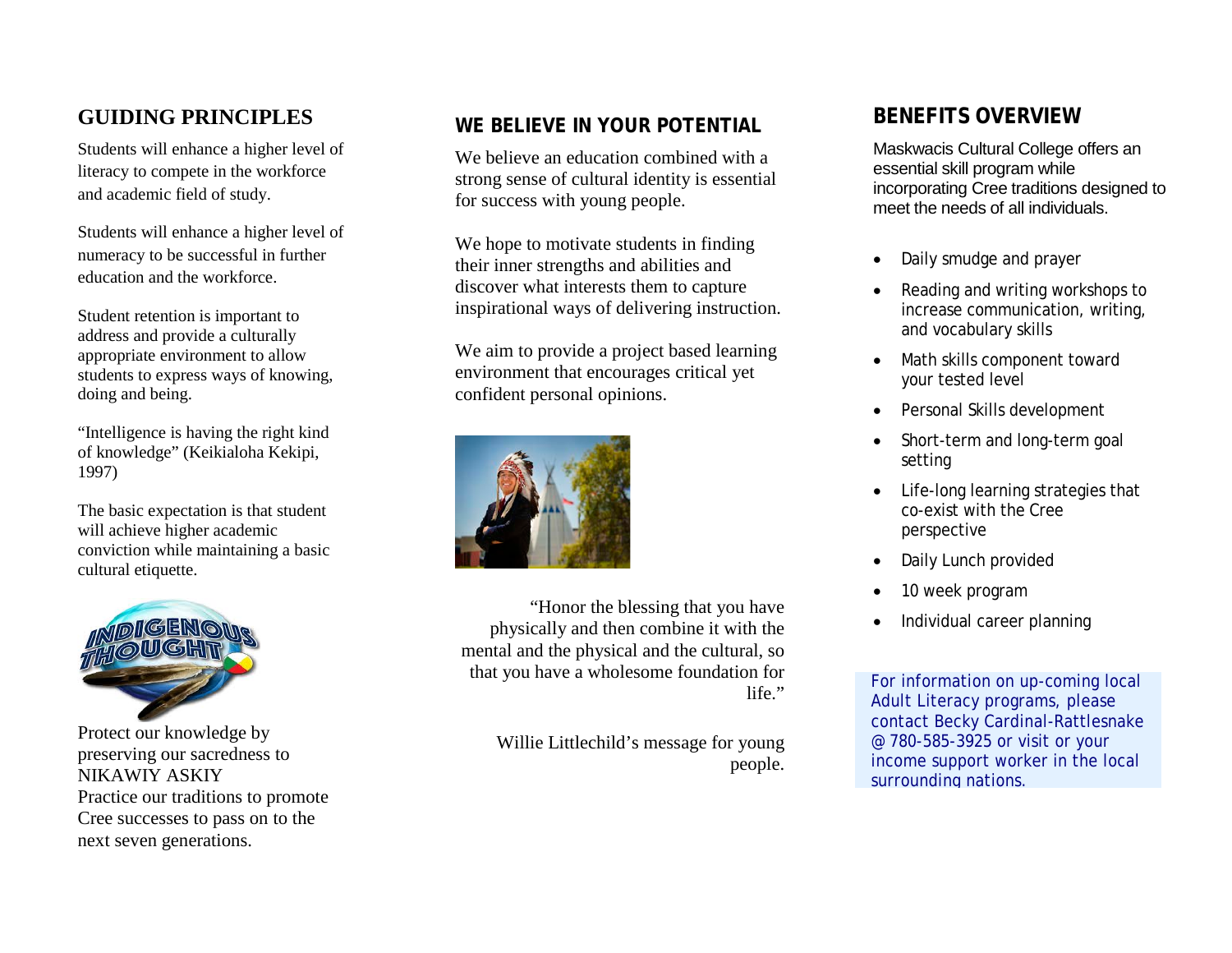## GUIDING PRINCIPLES

Students will enhance a higher level of literacy to compete in the workforce and academic field of study.

Students will enhance a higher level of numeracy to be successful in further education and the workforce.

Student retention is important to address and provide a culturally appropriate environment to allow students to express ways of knowing, doing and being.

"Intelligence is having the right kind of knowledge" (Keikialoha Kekipi, 1997)

The basic expectation is that student will achieve higher academic conviction while maintaining a basic cultural etiquette.

Protect our knowledge by preserving our sacredness to NIKAWIY ASKIY
Practice our traditions to promote Cree successes to pass on to the next seven generations.

## WE BELIEVE IN YOUR POTENTIAL

We believe an education combined with a strong sense of cultural identity is essential for success with young people.

We hope to motivate students in finding their inner strengths and abilities and discover what interests them to capture inspirational ways of delivering instruction.

We aim to provide a project based learning environment that encourages critical yet confident personal opinions.

"Honor the blessing that you have physically and then combine it with the mental and the physical and the cultural, so that you have a wholesome foundation for life."

Willie Littlechild's message for young people.

## BENEFITS OVERVIEW

Maskwacis Cultural College offers an essential skill program while incorporating Cree traditions designed to meet the needs of all individuals.

- Daily smudge and prayer
- Reading and writing workshops to increase communication, writing, and vocabulary skills
- Math skills component toward your tested level
- Personal Skills development
- Short-term and long-term goal setting
- Life-long learning strategies that co-exist with the Cree perspective
- Daily Lunch provided
- 10 week program
- Individual career planning

For information on up-coming local Adult Literacy programs, please contact Becky Cardinal-Rattlesnake @ 780-585-3925 or visit or your income support worker in the local surrounding nations.